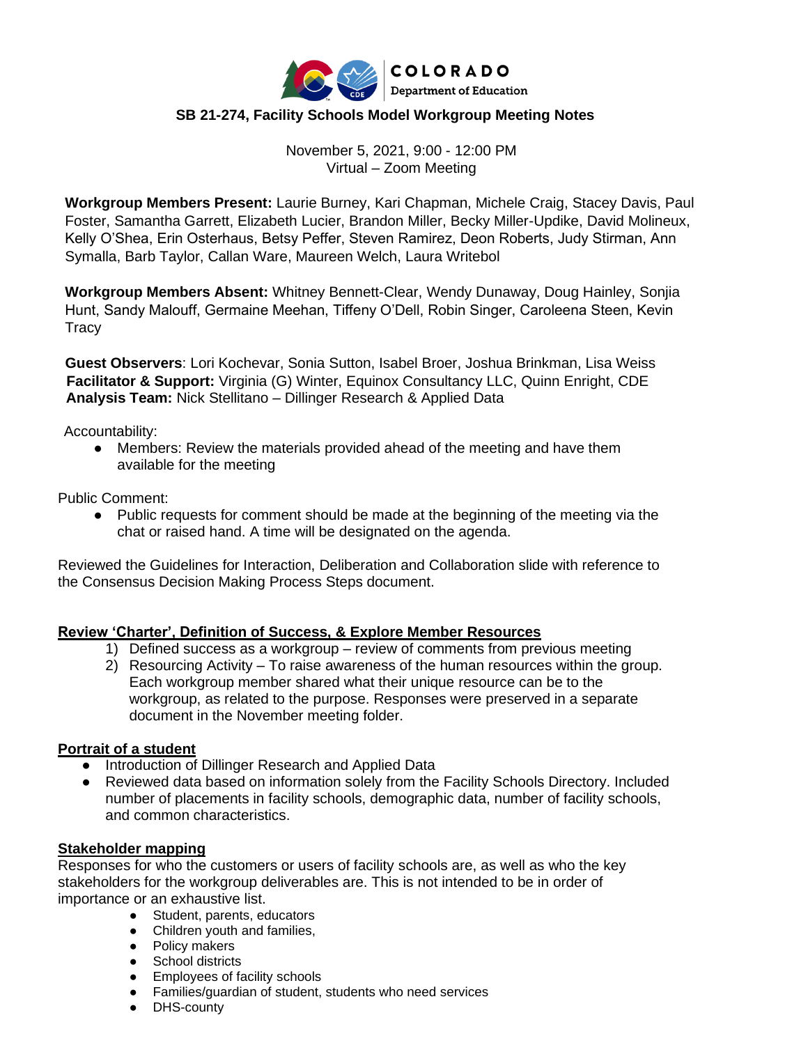**COLORADO Department of Education**

## SB 21-274, Facility Schools Model Workgroup Meeting Notes

November 5, 2021, 9:00 - 12:00 PM
Virtual – Zoom Meeting

**Workgroup Members Present:** Laurie Burney, Kari Chapman, Michele Craig, Stacey Davis, Paul Foster, Samantha Garrett, Elizabeth Lucier, Brandon Miller, Becky Miller-Updike, David Molineux, Kelly O'Shea, Erin Osterhaus, Betsy Peffer, Steven Ramirez, Deon Roberts, Judy Stirman, Ann Symalla, Barb Taylor, Callan Ware, Maureen Welch, Laura Writebol

**Workgroup Members Absent:** Whitney Bennett-Clear, Wendy Dunaway, Doug Hainley, Sonjia Hunt, Sandy Malouff, Germaine Meehan, Tiffeny O'Dell, Robin Singer, Caroleena Steen, Kevin Tracy

**Guest Observers**: Lori Kochevar, Sonia Sutton, Isabel Broer, Joshua Brinkman, Lisa Weiss
**Facilitator & Support:** Virginia (G) Winter, Equinox Consultancy LLC, Quinn Enright, CDE
**Analysis Team:** Nick Stellitano – Dillinger Research & Applied Data

Accountability:

- Members: Review the materials provided ahead of the meeting and have them available for the meeting

Public Comment:

- Public requests for comment should be made at the beginning of the meeting via the chat or raised hand. A time will be designated on the agenda.

Reviewed the Guidelines for Interaction, Deliberation and Collaboration slide with reference to the Consensus Decision Making Process Steps document.

### Review 'Charter', Definition of Success, & Explore Member Resources

1) Defined success as a workgroup – review of comments from previous meeting
2) Resourcing Activity – To raise awareness of the human resources within the group. Each workgroup member shared what their unique resource can be to the workgroup, as related to the purpose. Responses were preserved in a separate document in the November meeting folder.

### Portrait of a student

- Introduction of Dillinger Research and Applied Data
- Reviewed data based on information solely from the Facility Schools Directory. Included number of placements in facility schools, demographic data, number of facility schools, and common characteristics.

### Stakeholder mapping

Responses for who the customers or users of facility schools are, as well as who the key stakeholders for the workgroup deliverables are. This is not intended to be in order of importance or an exhaustive list.

- Student, parents, educators
- Children youth and families,
- Policy makers
- School districts
- Employees of facility schools
- Families/guardian of student, students who need services
- DHS-county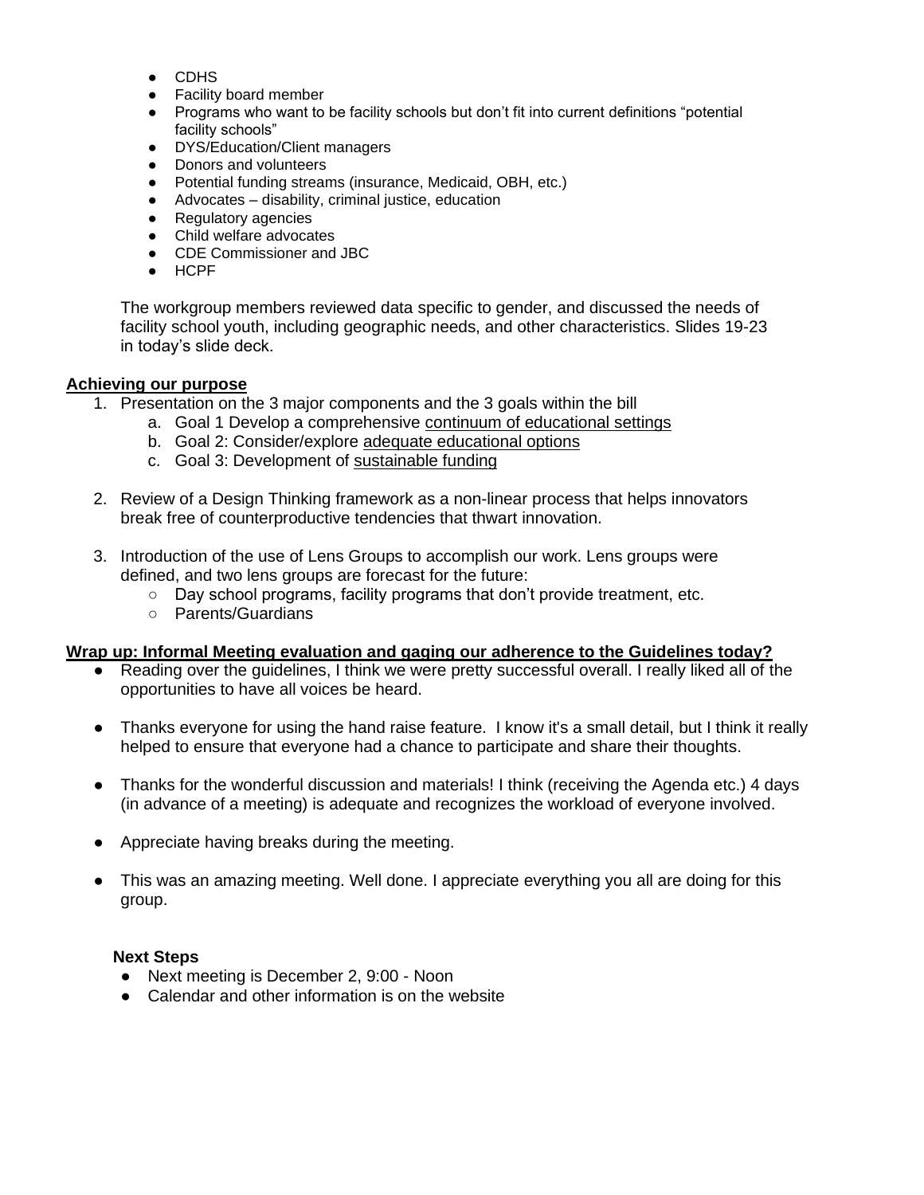- CDHS
- Facility board member
- Programs who want to be facility schools but don't fit into current definitions "potential facility schools"
- DYS/Education/Client managers
- Donors and volunteers
- Potential funding streams (insurance, Medicaid, OBH, etc.)
- Advocates – disability, criminal justice, education
- Regulatory agencies
- Child welfare advocates
- CDE Commissioner and JBC
- HCPF

The workgroup members reviewed data specific to gender, and discussed the needs of facility school youth, including geographic needs, and other characteristics. Slides 19-23 in today's slide deck.

**Achieving our purpose**

1. Presentation on the 3 major components and the 3 goals within the bill
   a. Goal 1 Develop a comprehensive continuum of educational settings
   b. Goal 2: Consider/explore adequate educational options
   c. Goal 3: Development of sustainable funding

2. Review of a Design Thinking framework as a non-linear process that helps innovators break free of counterproductive tendencies that thwart innovation.

3. Introduction of the use of Lens Groups to accomplish our work. Lens groups were defined, and two lens groups are forecast for the future:
   - Day school programs, facility programs that don't provide treatment, etc.
   - Parents/Guardians

**Wrap up: Informal Meeting evaluation and gaging our adherence to the Guidelines today?**

- Reading over the guidelines, I think we were pretty successful overall. I really liked all of the opportunities to have all voices be heard.

- Thanks everyone for using the hand raise feature. I know it's a small detail, but I think it really helped to ensure that everyone had a chance to participate and share their thoughts.

- Thanks for the wonderful discussion and materials! I think (receiving the Agenda etc.) 4 days (in advance of a meeting) is adequate and recognizes the workload of everyone involved.

- Appreciate having breaks during the meeting.

- This was an amazing meeting. Well done. I appreciate everything you all are doing for this group.

**Next Steps**

- Next meeting is December 2, 9:00 - Noon
- Calendar and other information is on the website